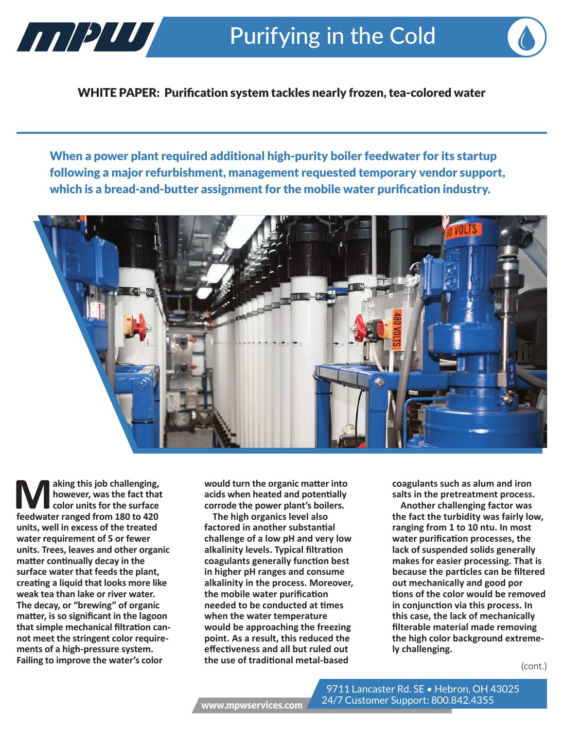# Purifying in the Cold

**WHITE PAPER: Purification system tackles nearly frozen, tea-colored water**

**When a power plant required additional high-purity boiler feedwater for its startup following a major refurbishment, management requested temporary vendor support, which is a bread-and-butter assignment for the mobile water purification industry.**

**Making this job challenging, however, was the fact that color units for the surface feedwater ranged from 180 to 420 units, well in excess of the treated water requirement of 5 or fewer units. Trees, leaves and other organic matter continually decay in the surface water that feeds the plant, creating a liquid that looks more like weak tea than lake or river water. The decay, or "brewing" of organic matter, is so significant in the lagoon that simple mechanical filtration cannot meet the stringent color requirements of a high-pressure system. Failing to improve the water's color would turn the organic matter into acids when heated and potentially corrode the power plant's boilers.**

**The high organics level also factored in another substantial challenge of a low pH and very low alkalinity levels. Typical filtration coagulants generally function best in higher pH ranges and consume alkalinity in the process. Moreover, the mobile water purification needed to be conducted at times when the water temperature would be approaching the freezing point. As a result, this reduced the effectiveness and all but ruled out the use of traditional metal-based coagulants such as alum and iron salts in the pretreatment process.**

**Another challenging factor was the fact the turbidity was fairly low, ranging from 1 to 10 ntu. In most water purification processes, the lack of suspended solids generally makes for easier processing. That is because the particles can be filtered out mechanically and good portions of the color would be removed in conjunction via this process. In this case, the lack of mechanically filterable material made removing the high color background extremely challenging.**

(cont.)

www.mpwservices.com

9711 Lancaster Rd. SE • Hebron, OH 43025
24/7 Customer Support: 800.842.4355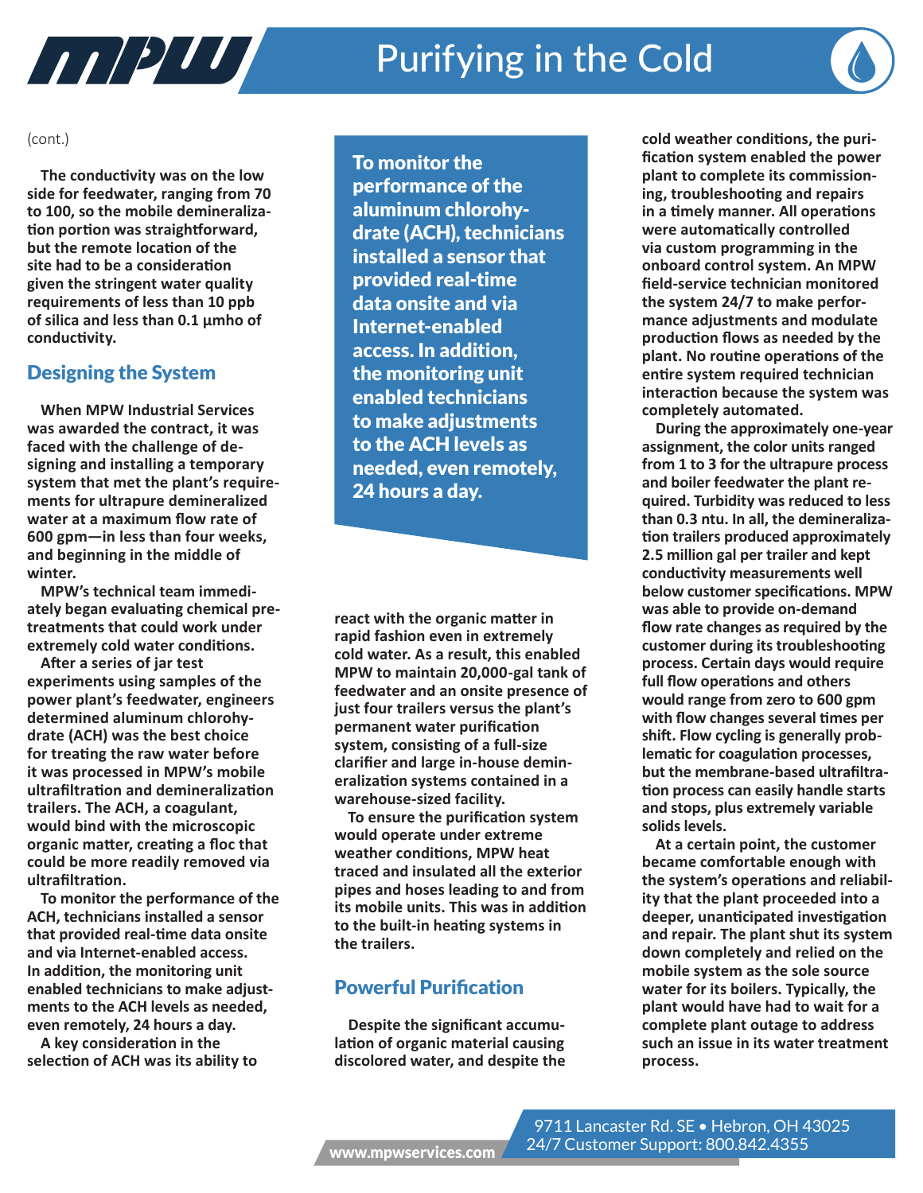# Purifying in the Cold

(cont.)

The conductivity was on the low side for feedwater, ranging from 70 to 100, so the mobile demineralization portion was straightforward, but the remote location of the site had to be a consideration given the stringent water quality requirements of less than 10 ppb of silica and less than 0.1 µmho of conductivity.

## Designing the System

When MPW Industrial Services was awarded the contract, it was faced with the challenge of designing and installing a temporary system that met the plant's requirements for ultrapure demineralized water at a maximum flow rate of 600 gpm—in less than four weeks, and beginning in the middle of winter.

MPW's technical team immediately began evaluating chemical pretreatments that could work under extremely cold water conditions.

After a series of jar test experiments using samples of the power plant's feedwater, engineers determined aluminum chlorohydrate (ACH) was the best choice for treating the raw water before it was processed in MPW's mobile ultrafiltration and demineralization trailers. The ACH, a coagulant, would bind with the microscopic organic matter, creating a floc that could be more readily removed via ultrafiltration.

To monitor the performance of the ACH, technicians installed a sensor that provided real-time data onsite and via Internet-enabled access. In addition, the monitoring unit enabled technicians to make adjustments to the ACH levels as needed, even remotely, 24 hours a day.

A key consideration in the selection of ACH was its ability to react with the organic matter in rapid fashion even in extremely cold water. As a result, this enabled MPW to maintain 20,000-gal tank of feedwater and an onsite presence of just four trailers versus the plant's permanent water purification system, consisting of a full-size clarifier and large in-house demineralization systems contained in a warehouse-sized facility.

To ensure the purification system would operate under extreme weather conditions, MPW heat traced and insulated all the exterior pipes and hoses leading to and from its mobile units. This was in addition to the built-in heating systems in the trailers.

> **To monitor the performance of the aluminum chlorohydrate (ACH), technicians installed a sensor that provided real-time data onsite and via Internet-enabled access. In addition, the monitoring unit enabled technicians to make adjustments to the ACH levels as needed, even remotely, 24 hours a day.**

## Powerful Purification

Despite the significant accumulation of organic material causing discolored water, and despite the cold weather conditions, the purification system enabled the power plant to complete its commissioning, troubleshooting and repairs in a timely manner. All operations were automatically controlled via custom programming in the onboard control system. An MPW field-service technician monitored the system 24/7 to make performance adjustments and modulate production flows as needed by the plant. No routine operations of the entire system required technician interaction because the system was completely automated.

During the approximately one-year assignment, the color units ranged from 1 to 3 for the ultrapure process and boiler feedwater the plant required. Turbidity was reduced to less than 0.3 ntu. In all, the demineralization trailers produced approximately 2.5 million gal per trailer and kept conductivity measurements well below customer specifications. MPW was able to provide on-demand flow rate changes as required by the customer during its troubleshooting process. Certain days would require full flow operations and others would range from zero to 600 gpm with flow changes several times per shift. Flow cycling is generally problematic for coagulation processes, but the membrane-based ultrafiltration process can easily handle starts and stops, plus extremely variable solids levels.

At a certain point, the customer became comfortable enough with the system's operations and reliability that the plant proceeded into a deeper, unanticipated investigation and repair. The plant shut its system down completely and relied on the mobile system as the sole source water for its boilers. Typically, the plant would have had to wait for a complete plant outage to address such an issue in its water treatment process.

www.mpwservices.com

9711 Lancaster Rd. SE • Hebron, OH 43025
24/7 Customer Support: 800.842.4355